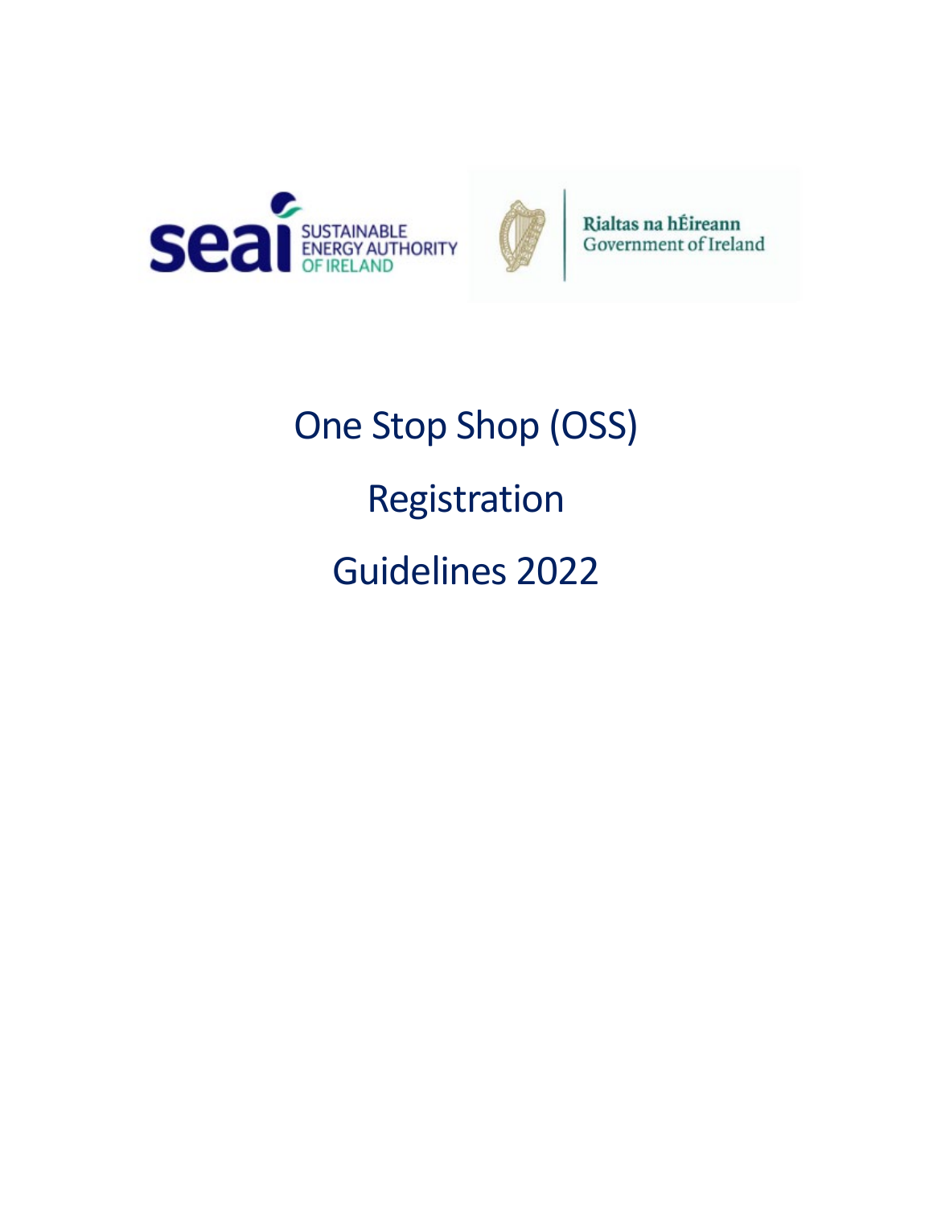SUSTAINABLE ENERGY AUTHORITY OF IRELAND

Rialtas na hÉireann
Government of Ireland

# One Stop Shop (OSS)

# Registration

# Guidelines 2022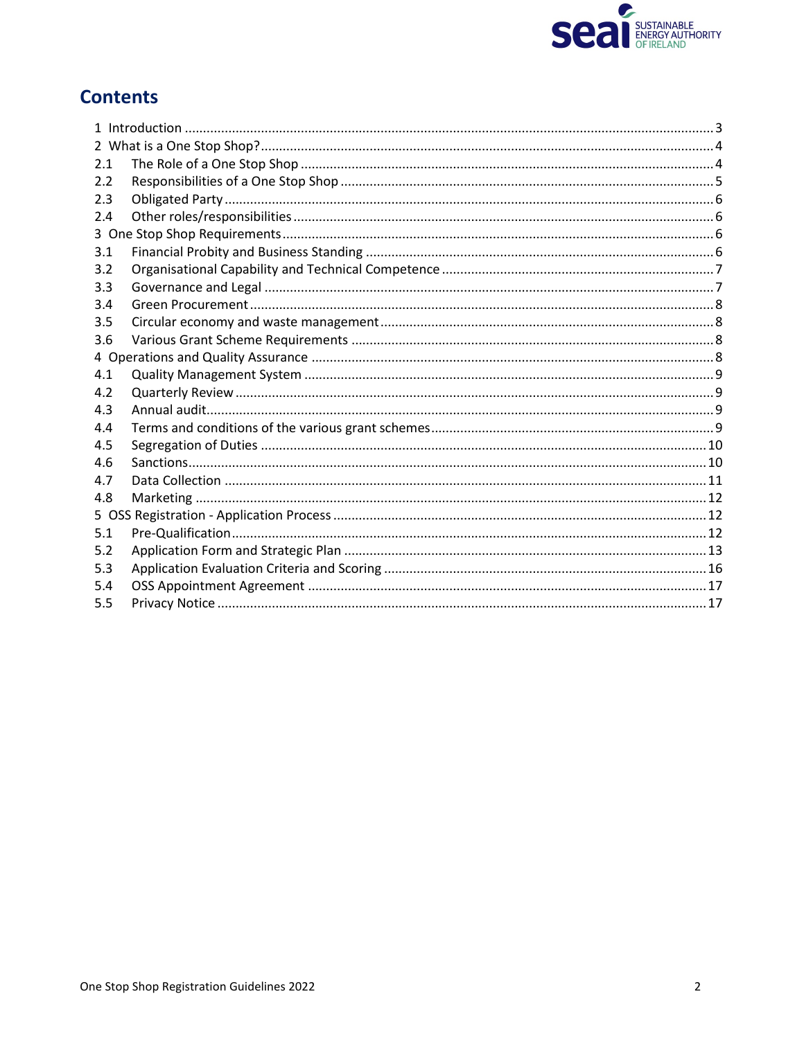# Contents

1 Introduction ........................................................ 3
2 What is a One Stop Shop? ........................................................ 4
2.1 The Role of a One Stop Shop ........................................................ 4
2.2 Responsibilities of a One Stop Shop ........................................................ 5
2.3 Obligated Party ........................................................ 6
2.4 Other roles/responsibilities ........................................................ 6
3 One Stop Shop Requirements ........................................................ 6
3.1 Financial Probity and Business Standing ........................................................ 6
3.2 Organisational Capability and Technical Competence ........................................................ 7
3.3 Governance and Legal ........................................................ 7
3.4 Green Procurement ........................................................ 8
3.5 Circular economy and waste management ........................................................ 8
3.6 Various Grant Scheme Requirements ........................................................ 8
4 Operations and Quality Assurance ........................................................ 8
4.1 Quality Management System ........................................................ 9
4.2 Quarterly Review ........................................................ 9
4.3 Annual audit ........................................................ 9
4.4 Terms and conditions of the various grant schemes ........................................................ 9
4.5 Segregation of Duties ........................................................ 10
4.6 Sanctions ........................................................ 10
4.7 Data Collection ........................................................ 11
4.8 Marketing ........................................................ 12
5 OSS Registration - Application Process ........................................................ 12
5.1 Pre-Qualification ........................................................ 12
5.2 Application Form and Strategic Plan ........................................................ 13
5.3 Application Evaluation Criteria and Scoring ........................................................ 16
5.4 OSS Appointment Agreement ........................................................ 17
5.5 Privacy Notice ........................................................ 17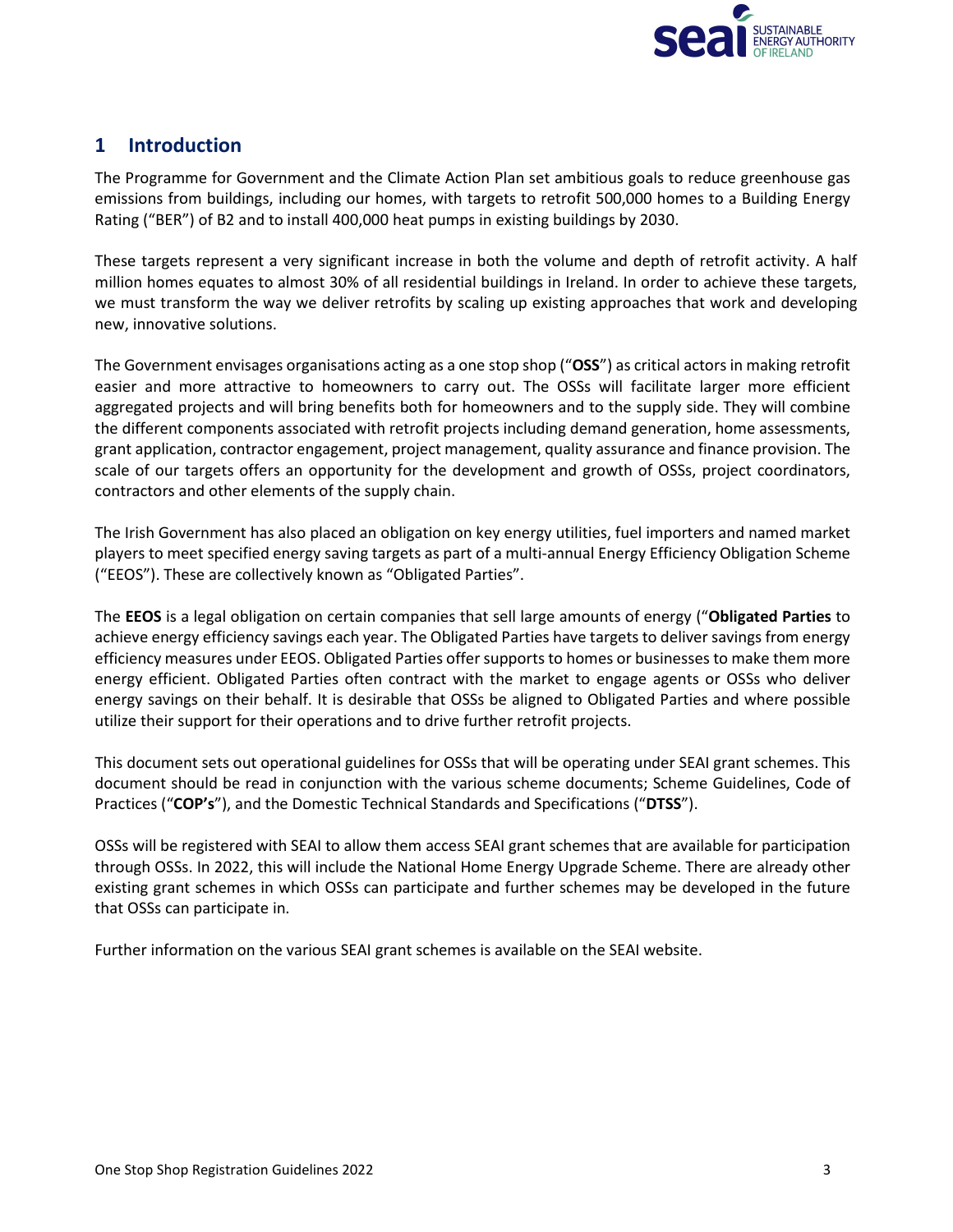# 1 Introduction

The Programme for Government and the Climate Action Plan set ambitious goals to reduce greenhouse gas emissions from buildings, including our homes, with targets to retrofit 500,000 homes to a Building Energy Rating ("BER") of B2 and to install 400,000 heat pumps in existing buildings by 2030.

These targets represent a very significant increase in both the volume and depth of retrofit activity. A half million homes equates to almost 30% of all residential buildings in Ireland. In order to achieve these targets, we must transform the way we deliver retrofits by scaling up existing approaches that work and developing new, innovative solutions.

The Government envisages organisations acting as a one stop shop ("**OSS**") as critical actors in making retrofit easier and more attractive to homeowners to carry out. The OSSs will facilitate larger more efficient aggregated projects and will bring benefits both for homeowners and to the supply side. They will combine the different components associated with retrofit projects including demand generation, home assessments, grant application, contractor engagement, project management, quality assurance and finance provision. The scale of our targets offers an opportunity for the development and growth of OSSs, project coordinators, contractors and other elements of the supply chain.

The Irish Government has also placed an obligation on key energy utilities, fuel importers and named market players to meet specified energy saving targets as part of a multi-annual Energy Efficiency Obligation Scheme ("EEOS"). These are collectively known as "Obligated Parties".

The **EEOS** is a legal obligation on certain companies that sell large amounts of energy ("**Obligated Parties** to achieve energy efficiency savings each year. The Obligated Parties have targets to deliver savings from energy efficiency measures under EEOS. Obligated Parties offer supports to homes or businesses to make them more energy efficient. Obligated Parties often contract with the market to engage agents or OSSs who deliver energy savings on their behalf. It is desirable that OSSs be aligned to Obligated Parties and where possible utilize their support for their operations and to drive further retrofit projects.

This document sets out operational guidelines for OSSs that will be operating under SEAI grant schemes. This document should be read in conjunction with the various scheme documents; Scheme Guidelines, Code of Practices ("**COP's**"), and the Domestic Technical Standards and Specifications ("**DTSS**").

OSSs will be registered with SEAI to allow them access SEAI grant schemes that are available for participation through OSSs. In 2022, this will include the National Home Energy Upgrade Scheme. There are already other existing grant schemes in which OSSs can participate and further schemes may be developed in the future that OSSs can participate in.

Further information on the various SEAI grant schemes is available on the SEAI website.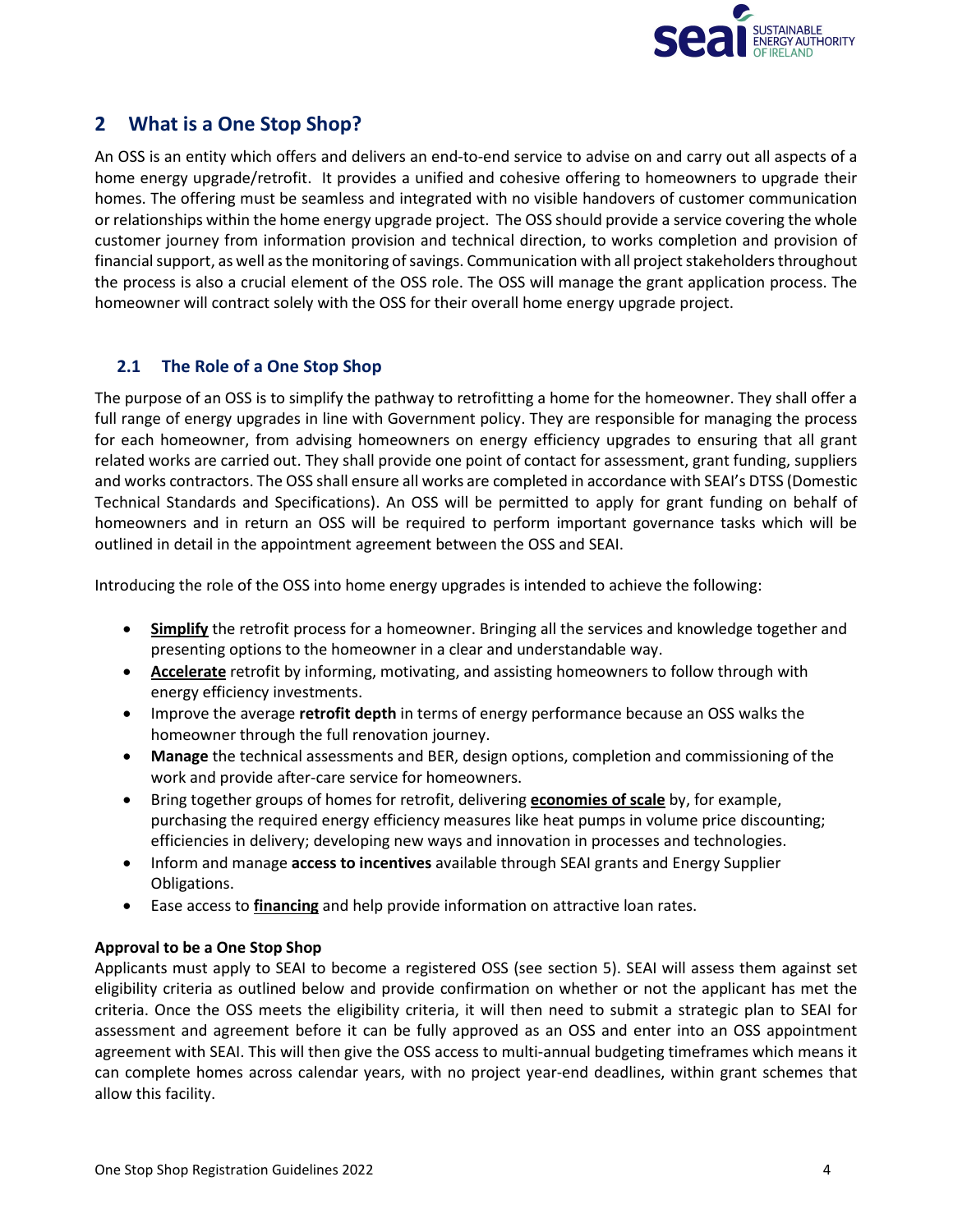## 2 What is a One Stop Shop?

An OSS is an entity which offers and delivers an end-to-end service to advise on and carry out all aspects of a home energy upgrade/retrofit. It provides a unified and cohesive offering to homeowners to upgrade their homes. The offering must be seamless and integrated with no visible handovers of customer communication or relationships within the home energy upgrade project. The OSS should provide a service covering the whole customer journey from information provision and technical direction, to works completion and provision of financial support, as well as the monitoring of savings. Communication with all project stakeholders throughout the process is also a crucial element of the OSS role. The OSS will manage the grant application process. The homeowner will contract solely with the OSS for their overall home energy upgrade project.

### 2.1 The Role of a One Stop Shop

The purpose of an OSS is to simplify the pathway to retrofitting a home for the homeowner. They shall offer a full range of energy upgrades in line with Government policy. They are responsible for managing the process for each homeowner, from advising homeowners on energy efficiency upgrades to ensuring that all grant related works are carried out. They shall provide one point of contact for assessment, grant funding, suppliers and works contractors. The OSS shall ensure all works are completed in accordance with SEAI's DTSS (Domestic Technical Standards and Specifications). An OSS will be permitted to apply for grant funding on behalf of homeowners and in return an OSS will be required to perform important governance tasks which will be outlined in detail in the appointment agreement between the OSS and SEAI.

Introducing the role of the OSS into home energy upgrades is intended to achieve the following:

- **Simplify** the retrofit process for a homeowner. Bringing all the services and knowledge together and presenting options to the homeowner in a clear and understandable way.
- **Accelerate** retrofit by informing, motivating, and assisting homeowners to follow through with energy efficiency investments.
- Improve the average **retrofit depth** in terms of energy performance because an OSS walks the homeowner through the full renovation journey.
- **Manage** the technical assessments and BER, design options, completion and commissioning of the work and provide after-care service for homeowners.
- Bring together groups of homes for retrofit, delivering **economies of scale** by, for example, purchasing the required energy efficiency measures like heat pumps in volume price discounting; efficiencies in delivery; developing new ways and innovation in processes and technologies.
- Inform and manage **access to incentives** available through SEAI grants and Energy Supplier Obligations.
- Ease access to **financing** and help provide information on attractive loan rates.

**Approval to be a One Stop Shop**

Applicants must apply to SEAI to become a registered OSS (see section 5). SEAI will assess them against set eligibility criteria as outlined below and provide confirmation on whether or not the applicant has met the criteria. Once the OSS meets the eligibility criteria, it will then need to submit a strategic plan to SEAI for assessment and agreement before it can be fully approved as an OSS and enter into an OSS appointment agreement with SEAI. This will then give the OSS access to multi-annual budgeting timeframes which means it can complete homes across calendar years, with no project year-end deadlines, within grant schemes that allow this facility.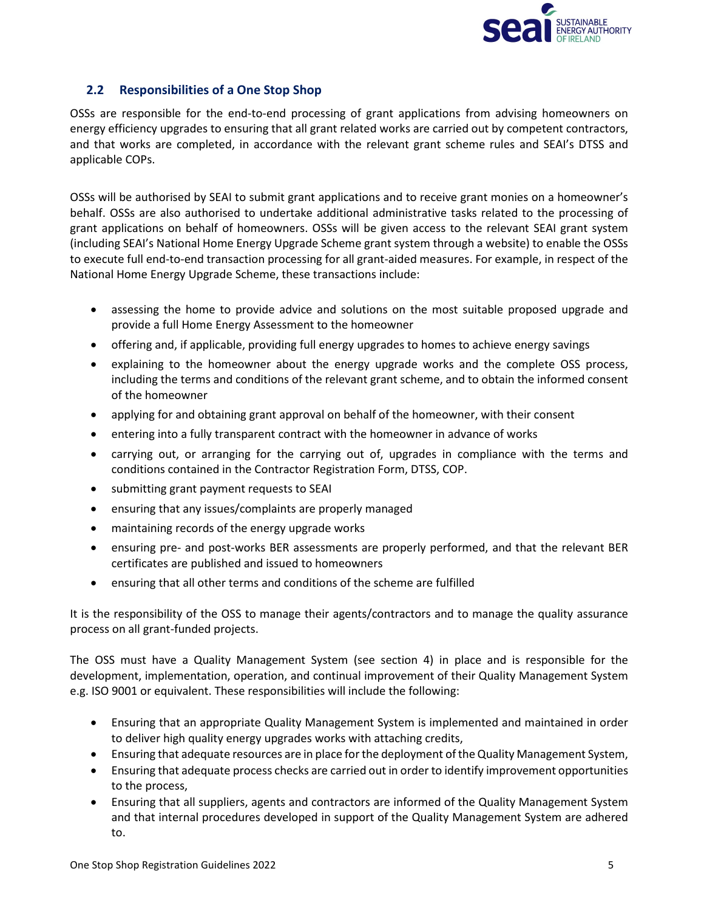## 2.2 Responsibilities of a One Stop Shop

OSSs are responsible for the end-to-end processing of grant applications from advising homeowners on energy efficiency upgrades to ensuring that all grant related works are carried out by competent contractors, and that works are completed, in accordance with the relevant grant scheme rules and SEAI's DTSS and applicable COPs.

OSSs will be authorised by SEAI to submit grant applications and to receive grant monies on a homeowner's behalf. OSSs are also authorised to undertake additional administrative tasks related to the processing of grant applications on behalf of homeowners. OSSs will be given access to the relevant SEAI grant system (including SEAI's National Home Energy Upgrade Scheme grant system through a website) to enable the OSSs to execute full end-to-end transaction processing for all grant-aided measures. For example, in respect of the National Home Energy Upgrade Scheme, these transactions include:

- assessing the home to provide advice and solutions on the most suitable proposed upgrade and provide a full Home Energy Assessment to the homeowner
- offering and, if applicable, providing full energy upgrades to homes to achieve energy savings
- explaining to the homeowner about the energy upgrade works and the complete OSS process, including the terms and conditions of the relevant grant scheme, and to obtain the informed consent of the homeowner
- applying for and obtaining grant approval on behalf of the homeowner, with their consent
- entering into a fully transparent contract with the homeowner in advance of works
- carrying out, or arranging for the carrying out of, upgrades in compliance with the terms and conditions contained in the Contractor Registration Form, DTSS, COP.
- submitting grant payment requests to SEAI
- ensuring that any issues/complaints are properly managed
- maintaining records of the energy upgrade works
- ensuring pre- and post-works BER assessments are properly performed, and that the relevant BER certificates are published and issued to homeowners
- ensuring that all other terms and conditions of the scheme are fulfilled

It is the responsibility of the OSS to manage their agents/contractors and to manage the quality assurance process on all grant-funded projects.

The OSS must have a Quality Management System (see section 4) in place and is responsible for the development, implementation, operation, and continual improvement of their Quality Management System e.g. ISO 9001 or equivalent. These responsibilities will include the following:

- Ensuring that an appropriate Quality Management System is implemented and maintained in order to deliver high quality energy upgrades works with attaching credits,
- Ensuring that adequate resources are in place for the deployment of the Quality Management System,
- Ensuring that adequate process checks are carried out in order to identify improvement opportunities to the process,
- Ensuring that all suppliers, agents and contractors are informed of the Quality Management System and that internal procedures developed in support of the Quality Management System are adhered to.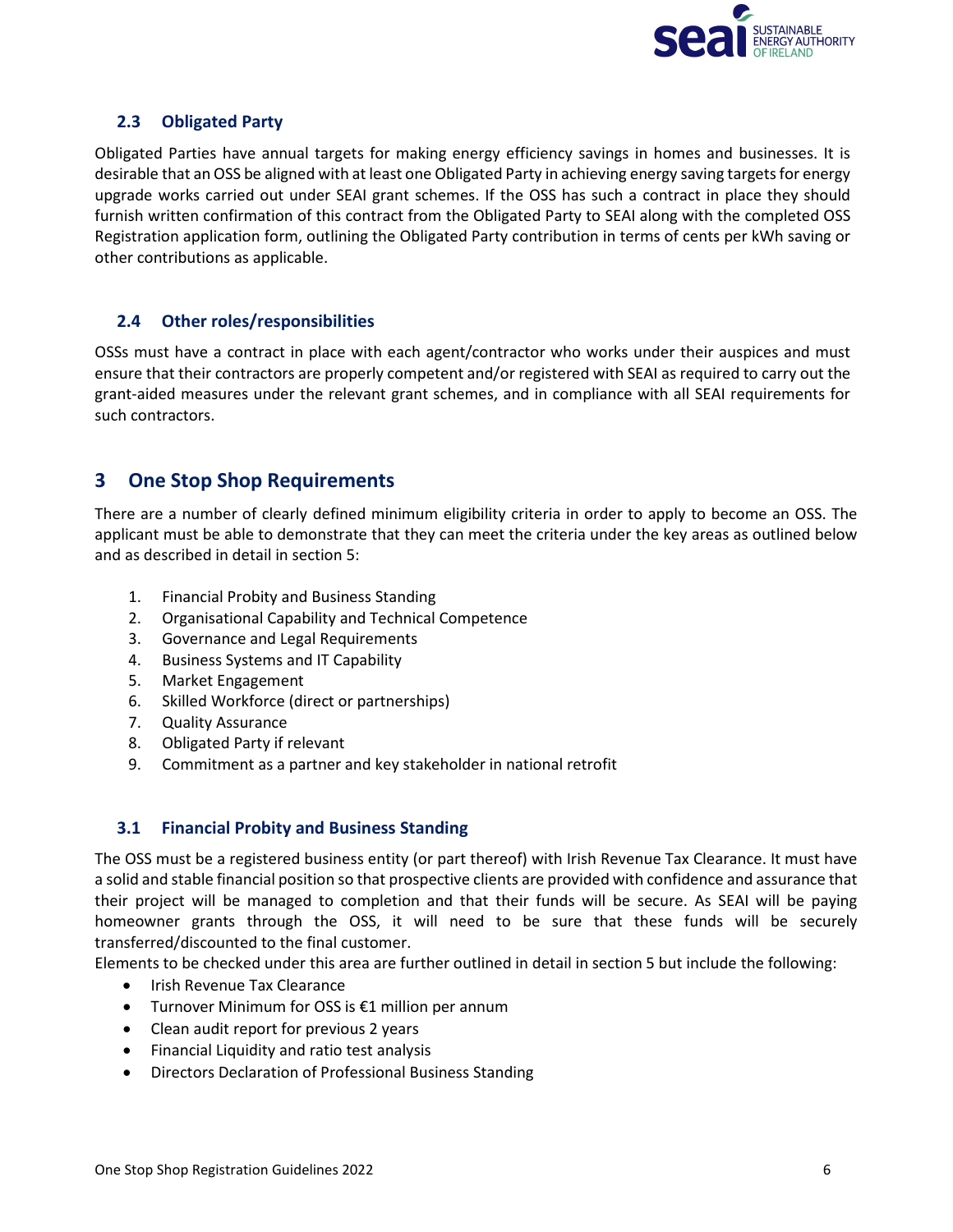## 2.3 Obligated Party

Obligated Parties have annual targets for making energy efficiency savings in homes and businesses. It is desirable that an OSS be aligned with at least one Obligated Party in achieving energy saving targets for energy upgrade works carried out under SEAI grant schemes. If the OSS has such a contract in place they should furnish written confirmation of this contract from the Obligated Party to SEAI along with the completed OSS Registration application form, outlining the Obligated Party contribution in terms of cents per kWh saving or other contributions as applicable.

## 2.4 Other roles/responsibilities

OSSs must have a contract in place with each agent/contractor who works under their auspices and must ensure that their contractors are properly competent and/or registered with SEAI as required to carry out the grant-aided measures under the relevant grant schemes, and in compliance with all SEAI requirements for such contractors.

# 3 One Stop Shop Requirements

There are a number of clearly defined minimum eligibility criteria in order to apply to become an OSS. The applicant must be able to demonstrate that they can meet the criteria under the key areas as outlined below and as described in detail in section 5:

1. Financial Probity and Business Standing
2. Organisational Capability and Technical Competence
3. Governance and Legal Requirements
4. Business Systems and IT Capability
5. Market Engagement
6. Skilled Workforce (direct or partnerships)
7. Quality Assurance
8. Obligated Party if relevant
9. Commitment as a partner and key stakeholder in national retrofit

## 3.1 Financial Probity and Business Standing

The OSS must be a registered business entity (or part thereof) with Irish Revenue Tax Clearance. It must have a solid and stable financial position so that prospective clients are provided with confidence and assurance that their project will be managed to completion and that their funds will be secure. As SEAI will be paying homeowner grants through the OSS, it will need to be sure that these funds will be securely transferred/discounted to the final customer.

Elements to be checked under this area are further outlined in detail in section 5 but include the following:

- Irish Revenue Tax Clearance
- Turnover Minimum for OSS is €1 million per annum
- Clean audit report for previous 2 years
- Financial Liquidity and ratio test analysis
- Directors Declaration of Professional Business Standing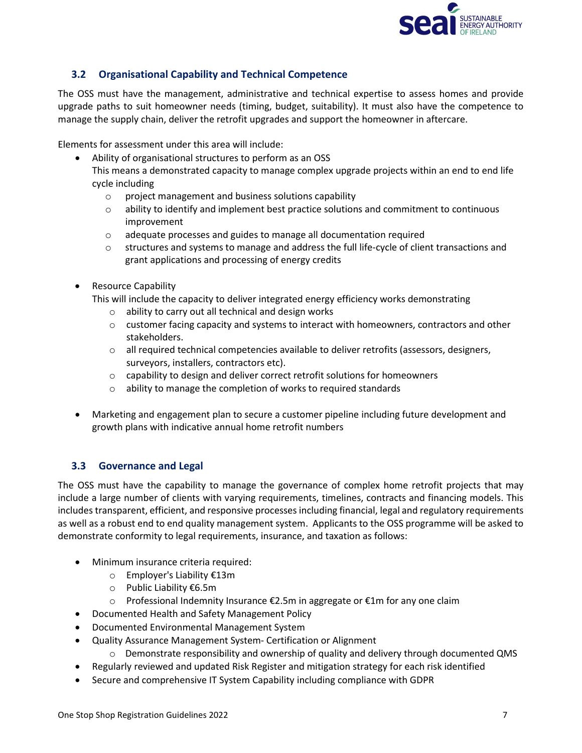### 3.2 Organisational Capability and Technical Competence

The OSS must have the management, administrative and technical expertise to assess homes and provide upgrade paths to suit homeowner needs (timing, budget, suitability). It must also have the competence to manage the supply chain, deliver the retrofit upgrades and support the homeowner in aftercare.

Elements for assessment under this area will include:

- Ability of organisational structures to perform as an OSS
  This means a demonstrated capacity to manage complex upgrade projects within an end to end life cycle including
  - project management and business solutions capability
  - ability to identify and implement best practice solutions and commitment to continuous improvement
  - adequate processes and guides to manage all documentation required
  - structures and systems to manage and address the full life-cycle of client transactions and grant applications and processing of energy credits

- Resource Capability
  This will include the capacity to deliver integrated energy efficiency works demonstrating
  - ability to carry out all technical and design works
  - customer facing capacity and systems to interact with homeowners, contractors and other stakeholders.
  - all required technical competencies available to deliver retrofits (assessors, designers, surveyors, installers, contractors etc).
  - capability to design and deliver correct retrofit solutions for homeowners
  - ability to manage the completion of works to required standards

- Marketing and engagement plan to secure a customer pipeline including future development and growth plans with indicative annual home retrofit numbers

### 3.3 Governance and Legal

The OSS must have the capability to manage the governance of complex home retrofit projects that may include a large number of clients with varying requirements, timelines, contracts and financing models. This includes transparent, efficient, and responsive processes including financial, legal and regulatory requirements as well as a robust end to end quality management system. Applicants to the OSS programme will be asked to demonstrate conformity to legal requirements, insurance, and taxation as follows:

- Minimum insurance criteria required:
  - Employer's Liability €13m
  - Public Liability €6.5m
  - Professional Indemnity Insurance €2.5m in aggregate or €1m for any one claim
- Documented Health and Safety Management Policy
- Documented Environmental Management System
- Quality Assurance Management System- Certification or Alignment
  - Demonstrate responsibility and ownership of quality and delivery through documented QMS
- Regularly reviewed and updated Risk Register and mitigation strategy for each risk identified
- Secure and comprehensive IT System Capability including compliance with GDPR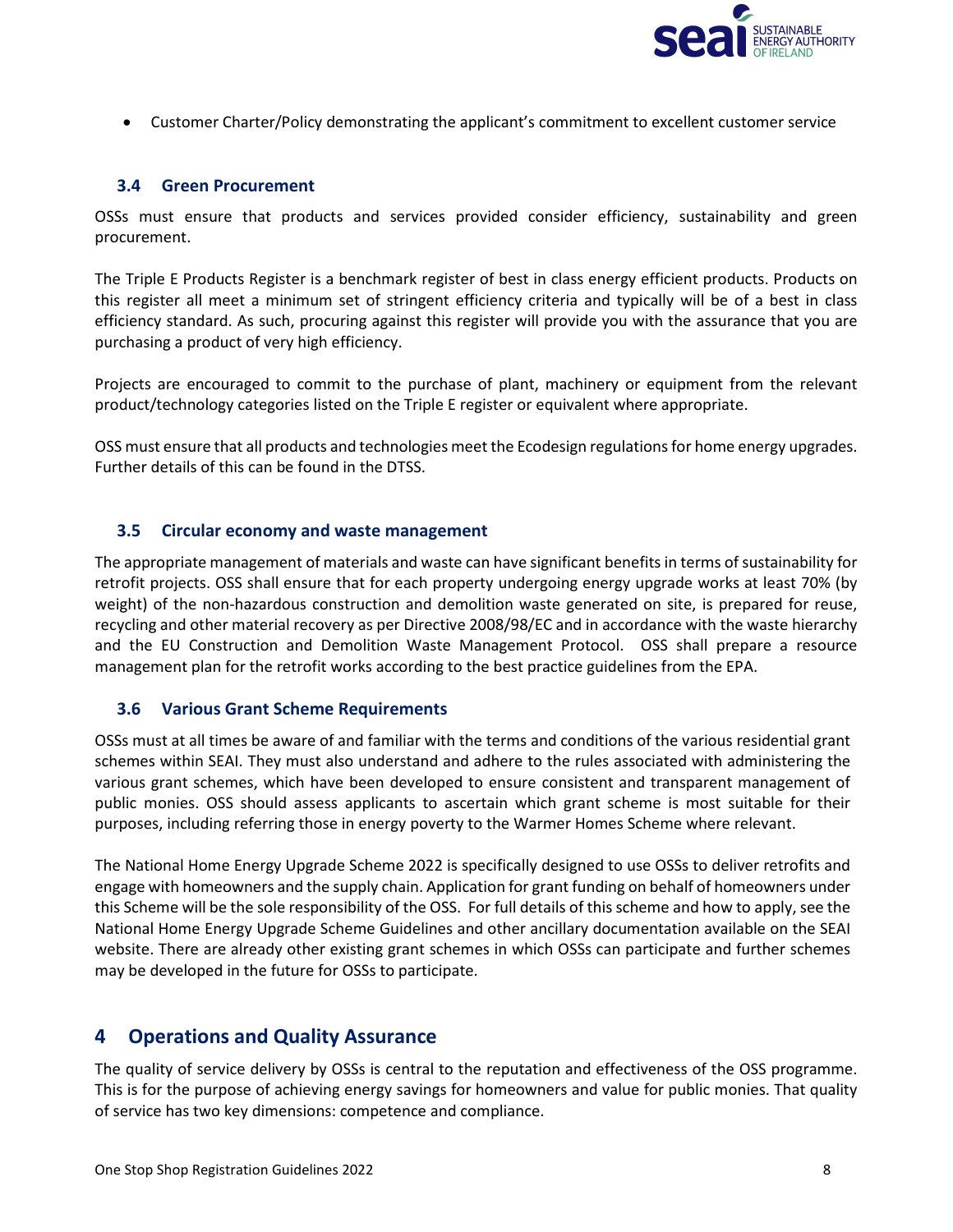- Customer Charter/Policy demonstrating the applicant's commitment to excellent customer service

### 3.4 Green Procurement

OSSs must ensure that products and services provided consider efficiency, sustainability and green procurement.

The Triple E Products Register is a benchmark register of best in class energy efficient products. Products on this register all meet a minimum set of stringent efficiency criteria and typically will be of a best in class efficiency standard. As such, procuring against this register will provide you with the assurance that you are purchasing a product of very high efficiency.

Projects are encouraged to commit to the purchase of plant, machinery or equipment from the relevant product/technology categories listed on the Triple E register or equivalent where appropriate.

OSS must ensure that all products and technologies meet the Ecodesign regulations for home energy upgrades. Further details of this can be found in the DTSS.

### 3.5 Circular economy and waste management

The appropriate management of materials and waste can have significant benefits in terms of sustainability for retrofit projects. OSS shall ensure that for each property undergoing energy upgrade works at least 70% (by weight) of the non-hazardous construction and demolition waste generated on site, is prepared for reuse, recycling and other material recovery as per Directive 2008/98/EC and in accordance with the waste hierarchy and the EU Construction and Demolition Waste Management Protocol. OSS shall prepare a resource management plan for the retrofit works according to the best practice guidelines from the EPA.

### 3.6 Various Grant Scheme Requirements

OSSs must at all times be aware of and familiar with the terms and conditions of the various residential grant schemes within SEAI. They must also understand and adhere to the rules associated with administering the various grant schemes, which have been developed to ensure consistent and transparent management of public monies. OSS should assess applicants to ascertain which grant scheme is most suitable for their purposes, including referring those in energy poverty to the Warmer Homes Scheme where relevant.

The National Home Energy Upgrade Scheme 2022 is specifically designed to use OSSs to deliver retrofits and engage with homeowners and the supply chain. Application for grant funding on behalf of homeowners under this Scheme will be the sole responsibility of the OSS. For full details of this scheme and how to apply, see the National Home Energy Upgrade Scheme Guidelines and other ancillary documentation available on the SEAI website. There are already other existing grant schemes in which OSSs can participate and further schemes may be developed in the future for OSSs to participate.

## 4 Operations and Quality Assurance

The quality of service delivery by OSSs is central to the reputation and effectiveness of the OSS programme. This is for the purpose of achieving energy savings for homeowners and value for public monies. That quality of service has two key dimensions: competence and compliance.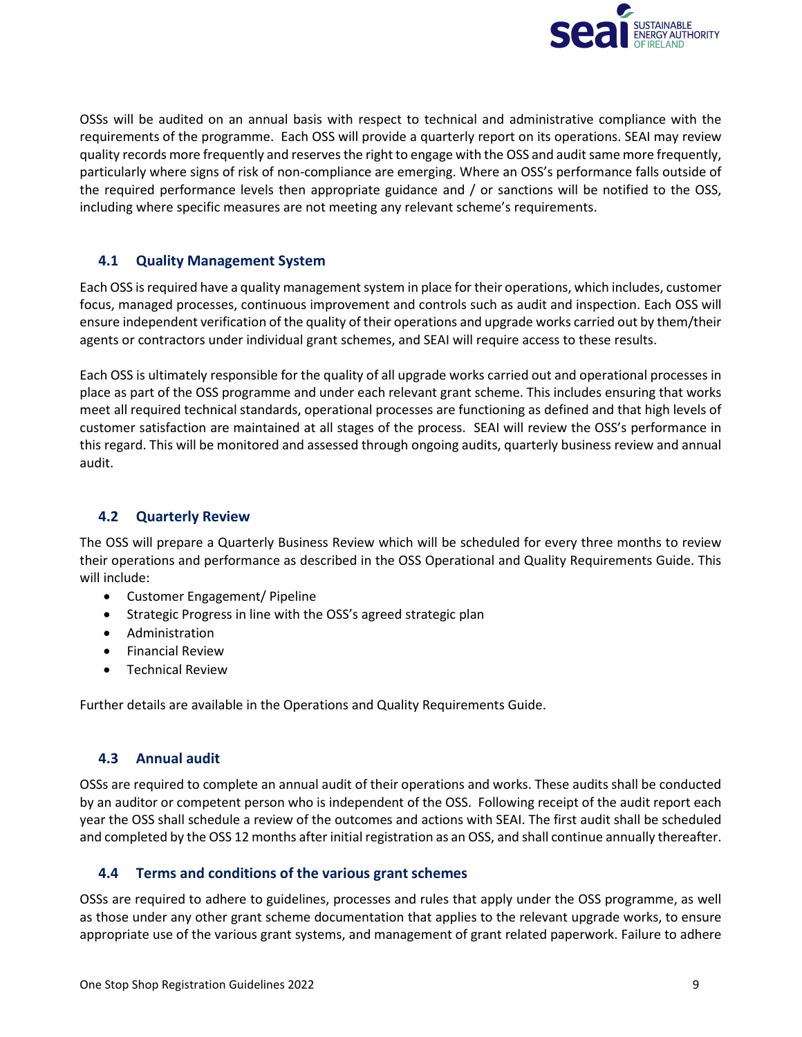OSSs will be audited on an annual basis with respect to technical and administrative compliance with the requirements of the programme. Each OSS will provide a quarterly report on its operations. SEAI may review quality records more frequently and reserves the right to engage with the OSS and audit same more frequently, particularly where signs of risk of non-compliance are emerging. Where an OSS's performance falls outside of the required performance levels then appropriate guidance and / or sanctions will be notified to the OSS, including where specific measures are not meeting any relevant scheme's requirements.

### 4.1 Quality Management System

Each OSS is required have a quality management system in place for their operations, which includes, customer focus, managed processes, continuous improvement and controls such as audit and inspection. Each OSS will ensure independent verification of the quality of their operations and upgrade works carried out by them/their agents or contractors under individual grant schemes, and SEAI will require access to these results.

Each OSS is ultimately responsible for the quality of all upgrade works carried out and operational processes in place as part of the OSS programme and under each relevant grant scheme. This includes ensuring that works meet all required technical standards, operational processes are functioning as defined and that high levels of customer satisfaction are maintained at all stages of the process. SEAI will review the OSS's performance in this regard. This will be monitored and assessed through ongoing audits, quarterly business review and annual audit.

### 4.2 Quarterly Review

The OSS will prepare a Quarterly Business Review which will be scheduled for every three months to review their operations and performance as described in the OSS Operational and Quality Requirements Guide. This will include:

- Customer Engagement/ Pipeline
- Strategic Progress in line with the OSS's agreed strategic plan
- Administration
- Financial Review
- Technical Review

Further details are available in the Operations and Quality Requirements Guide.

### 4.3 Annual audit

OSSs are required to complete an annual audit of their operations and works. These audits shall be conducted by an auditor or competent person who is independent of the OSS. Following receipt of the audit report each year the OSS shall schedule a review of the outcomes and actions with SEAI. The first audit shall be scheduled and completed by the OSS 12 months after initial registration as an OSS, and shall continue annually thereafter.

### 4.4 Terms and conditions of the various grant schemes

OSSs are required to adhere to guidelines, processes and rules that apply under the OSS programme, as well as those under any other grant scheme documentation that applies to the relevant upgrade works, to ensure appropriate use of the various grant systems, and management of grant related paperwork. Failure to adhere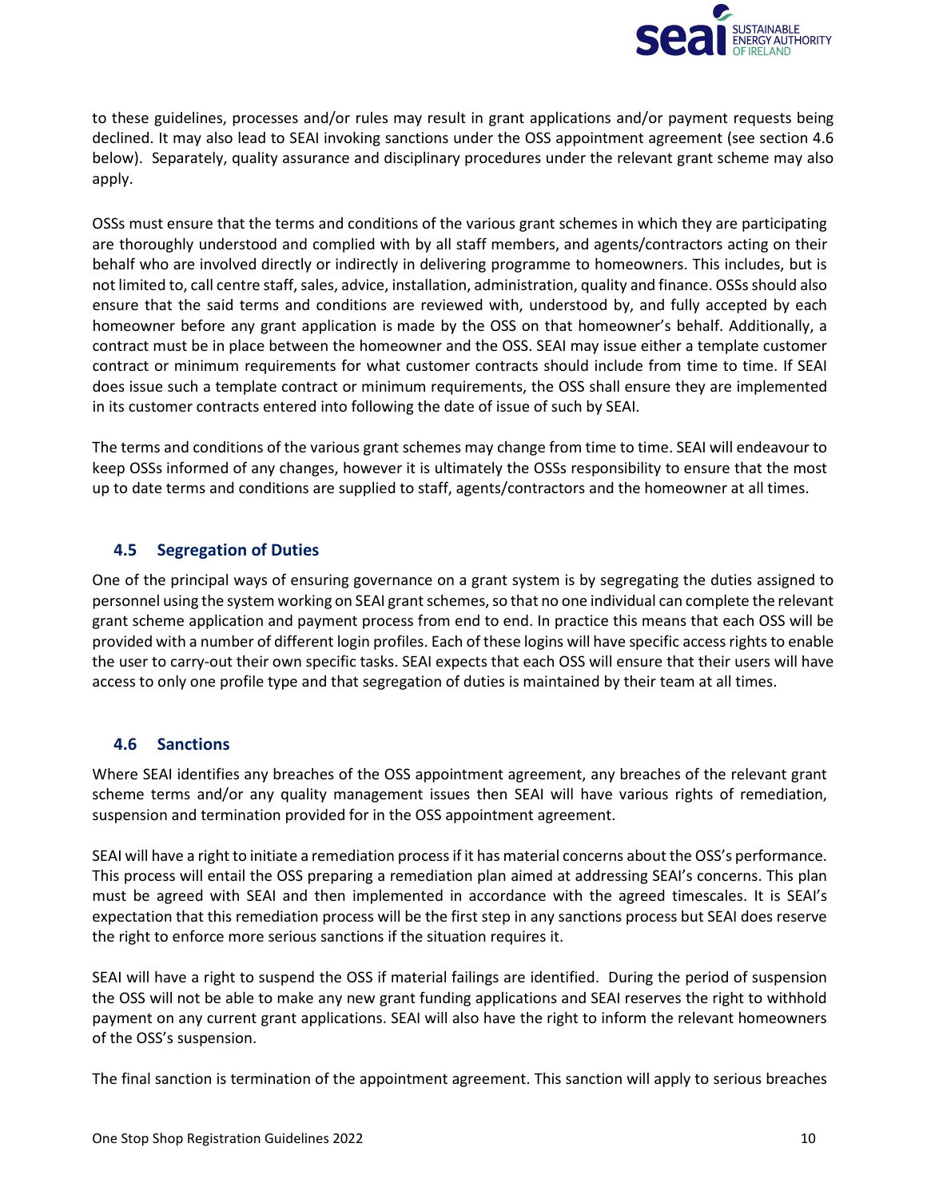to these guidelines, processes and/or rules may result in grant applications and/or payment requests being declined. It may also lead to SEAI invoking sanctions under the OSS appointment agreement (see section 4.6 below). Separately, quality assurance and disciplinary procedures under the relevant grant scheme may also apply.

OSSs must ensure that the terms and conditions of the various grant schemes in which they are participating are thoroughly understood and complied with by all staff members, and agents/contractors acting on their behalf who are involved directly or indirectly in delivering programme to homeowners. This includes, but is not limited to, call centre staff, sales, advice, installation, administration, quality and finance. OSSs should also ensure that the said terms and conditions are reviewed with, understood by, and fully accepted by each homeowner before any grant application is made by the OSS on that homeowner's behalf. Additionally, a contract must be in place between the homeowner and the OSS. SEAI may issue either a template customer contract or minimum requirements for what customer contracts should include from time to time. If SEAI does issue such a template contract or minimum requirements, the OSS shall ensure they are implemented in its customer contracts entered into following the date of issue of such by SEAI.

The terms and conditions of the various grant schemes may change from time to time. SEAI will endeavour to keep OSSs informed of any changes, however it is ultimately the OSSs responsibility to ensure that the most up to date terms and conditions are supplied to staff, agents/contractors and the homeowner at all times.

### 4.5 Segregation of Duties

One of the principal ways of ensuring governance on a grant system is by segregating the duties assigned to personnel using the system working on SEAI grant schemes, so that no one individual can complete the relevant grant scheme application and payment process from end to end. In practice this means that each OSS will be provided with a number of different login profiles. Each of these logins will have specific access rights to enable the user to carry-out their own specific tasks. SEAI expects that each OSS will ensure that their users will have access to only one profile type and that segregation of duties is maintained by their team at all times.

### 4.6 Sanctions

Where SEAI identifies any breaches of the OSS appointment agreement, any breaches of the relevant grant scheme terms and/or any quality management issues then SEAI will have various rights of remediation, suspension and termination provided for in the OSS appointment agreement.

SEAI will have a right to initiate a remediation process if it has material concerns about the OSS's performance. This process will entail the OSS preparing a remediation plan aimed at addressing SEAI's concerns. This plan must be agreed with SEAI and then implemented in accordance with the agreed timescales. It is SEAI's expectation that this remediation process will be the first step in any sanctions process but SEAI does reserve the right to enforce more serious sanctions if the situation requires it.

SEAI will have a right to suspend the OSS if material failings are identified. During the period of suspension the OSS will not be able to make any new grant funding applications and SEAI reserves the right to withhold payment on any current grant applications. SEAI will also have the right to inform the relevant homeowners of the OSS's suspension.

The final sanction is termination of the appointment agreement. This sanction will apply to serious breaches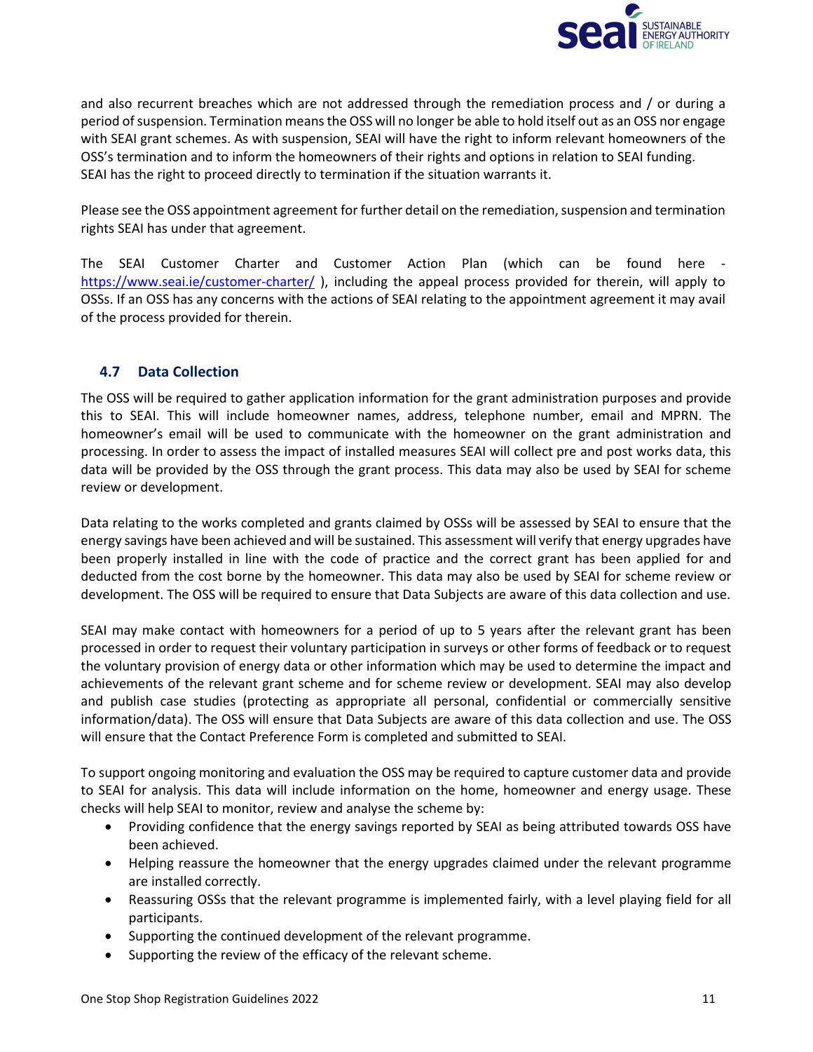and also recurrent breaches which are not addressed through the remediation process and / or during a period of suspension. Termination means the OSS will no longer be able to hold itself out as an OSS nor engage with SEAI grant schemes. As with suspension, SEAI will have the right to inform relevant homeowners of the OSS's termination and to inform the homeowners of their rights and options in relation to SEAI funding. SEAI has the right to proceed directly to termination if the situation warrants it.

Please see the OSS appointment agreement for further detail on the remediation, suspension and termination rights SEAI has under that agreement.

The SEAI Customer Charter and Customer Action Plan (which can be found here - https://www.seai.ie/customer-charter/ ), including the appeal process provided for therein, will apply to OSSs. If an OSS has any concerns with the actions of SEAI relating to the appointment agreement it may avail of the process provided for therein.

## 4.7 Data Collection

The OSS will be required to gather application information for the grant administration purposes and provide this to SEAI. This will include homeowner names, address, telephone number, email and MPRN. The homeowner's email will be used to communicate with the homeowner on the grant administration and processing. In order to assess the impact of installed measures SEAI will collect pre and post works data, this data will be provided by the OSS through the grant process. This data may also be used by SEAI for scheme review or development.

Data relating to the works completed and grants claimed by OSSs will be assessed by SEAI to ensure that the energy savings have been achieved and will be sustained. This assessment will verify that energy upgrades have been properly installed in line with the code of practice and the correct grant has been applied for and deducted from the cost borne by the homeowner. This data may also be used by SEAI for scheme review or development. The OSS will be required to ensure that Data Subjects are aware of this data collection and use.

SEAI may make contact with homeowners for a period of up to 5 years after the relevant grant has been processed in order to request their voluntary participation in surveys or other forms of feedback or to request the voluntary provision of energy data or other information which may be used to determine the impact and achievements of the relevant grant scheme and for scheme review or development. SEAI may also develop and publish case studies (protecting as appropriate all personal, confidential or commercially sensitive information/data). The OSS will ensure that Data Subjects are aware of this data collection and use. The OSS will ensure that the Contact Preference Form is completed and submitted to SEAI.

To support ongoing monitoring and evaluation the OSS may be required to capture customer data and provide to SEAI for analysis. This data will include information on the home, homeowner and energy usage. These checks will help SEAI to monitor, review and analyse the scheme by:

- Providing confidence that the energy savings reported by SEAI as being attributed towards OSS have been achieved.
- Helping reassure the homeowner that the energy upgrades claimed under the relevant programme are installed correctly.
- Reassuring OSSs that the relevant programme is implemented fairly, with a level playing field for all participants.
- Supporting the continued development of the relevant programme.
- Supporting the review of the efficacy of the relevant scheme.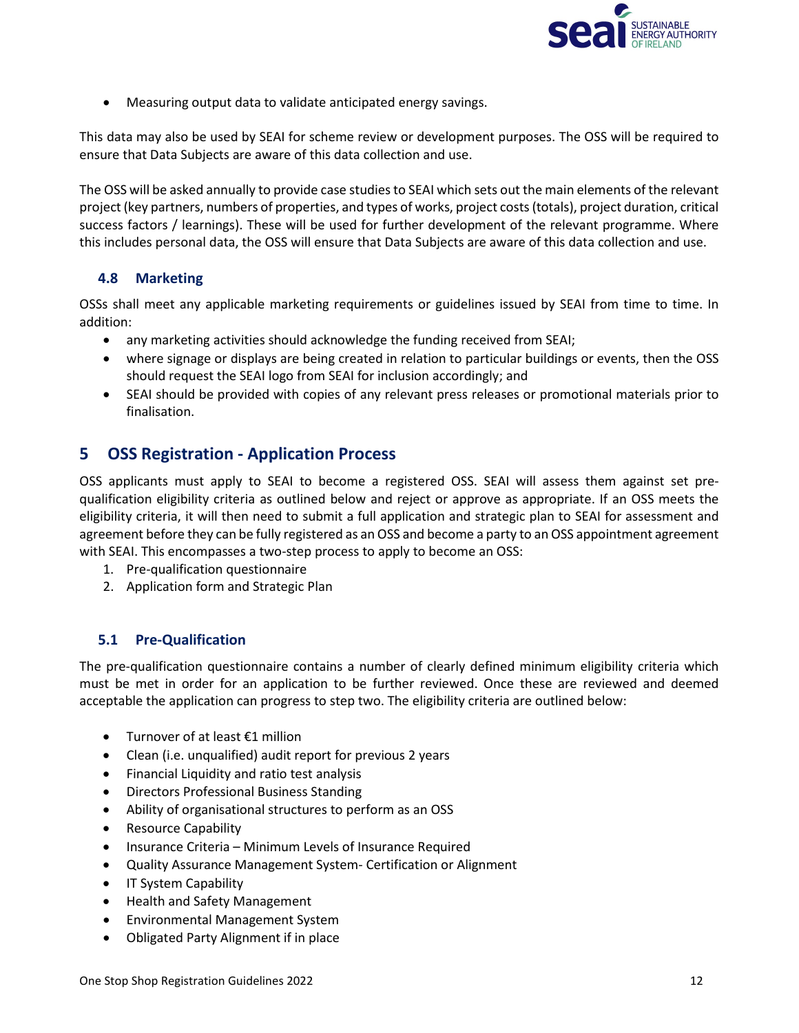- Measuring output data to validate anticipated energy savings.

This data may also be used by SEAI for scheme review or development purposes. The OSS will be required to ensure that Data Subjects are aware of this data collection and use.

The OSS will be asked annually to provide case studies to SEAI which sets out the main elements of the relevant project (key partners, numbers of properties, and types of works, project costs (totals), project duration, critical success factors / learnings). These will be used for further development of the relevant programme. Where this includes personal data, the OSS will ensure that Data Subjects are aware of this data collection and use.

### 4.8 Marketing

OSSs shall meet any applicable marketing requirements or guidelines issued by SEAI from time to time. In addition:

- any marketing activities should acknowledge the funding received from SEAI;
- where signage or displays are being created in relation to particular buildings or events, then the OSS should request the SEAI logo from SEAI for inclusion accordingly; and
- SEAI should be provided with copies of any relevant press releases or promotional materials prior to finalisation.

## 5 OSS Registration - Application Process

OSS applicants must apply to SEAI to become a registered OSS. SEAI will assess them against set pre-qualification eligibility criteria as outlined below and reject or approve as appropriate. If an OSS meets the eligibility criteria, it will then need to submit a full application and strategic plan to SEAI for assessment and agreement before they can be fully registered as an OSS and become a party to an OSS appointment agreement with SEAI. This encompasses a two-step process to apply to become an OSS:

1. Pre-qualification questionnaire
2. Application form and Strategic Plan

### 5.1 Pre-Qualification

The pre-qualification questionnaire contains a number of clearly defined minimum eligibility criteria which must be met in order for an application to be further reviewed. Once these are reviewed and deemed acceptable the application can progress to step two. The eligibility criteria are outlined below:

- Turnover of at least €1 million
- Clean (i.e. unqualified) audit report for previous 2 years
- Financial Liquidity and ratio test analysis
- Directors Professional Business Standing
- Ability of organisational structures to perform as an OSS
- Resource Capability
- Insurance Criteria – Minimum Levels of Insurance Required
- Quality Assurance Management System- Certification or Alignment
- IT System Capability
- Health and Safety Management
- Environmental Management System
- Obligated Party Alignment if in place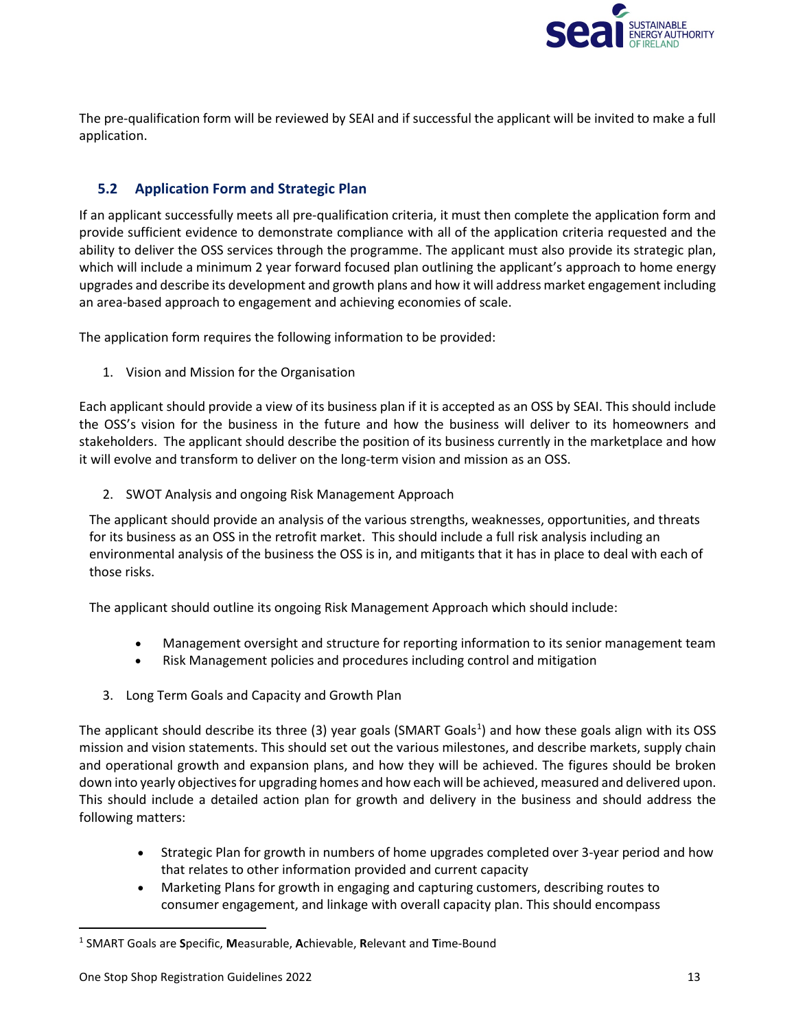The pre-qualification form will be reviewed by SEAI and if successful the applicant will be invited to make a full application.

## 5.2 Application Form and Strategic Plan

If an applicant successfully meets all pre-qualification criteria, it must then complete the application form and provide sufficient evidence to demonstrate compliance with all of the application criteria requested and the ability to deliver the OSS services through the programme. The applicant must also provide its strategic plan, which will include a minimum 2 year forward focused plan outlining the applicant's approach to home energy upgrades and describe its development and growth plans and how it will address market engagement including an area-based approach to engagement and achieving economies of scale.

The application form requires the following information to be provided:

1. Vision and Mission for the Organisation

Each applicant should provide a view of its business plan if it is accepted as an OSS by SEAI. This should include the OSS's vision for the business in the future and how the business will deliver to its homeowners and stakeholders. The applicant should describe the position of its business currently in the marketplace and how it will evolve and transform to deliver on the long-term vision and mission as an OSS.

2. SWOT Analysis and ongoing Risk Management Approach

The applicant should provide an analysis of the various strengths, weaknesses, opportunities, and threats for its business as an OSS in the retrofit market. This should include a full risk analysis including an environmental analysis of the business the OSS is in, and mitigants that it has in place to deal with each of those risks.

The applicant should outline its ongoing Risk Management Approach which should include:

- Management oversight and structure for reporting information to its senior management team
- Risk Management policies and procedures including control and mitigation

3. Long Term Goals and Capacity and Growth Plan

The applicant should describe its three (3) year goals (SMART Goals[1]) and how these goals align with its OSS mission and vision statements. This should set out the various milestones, and describe markets, supply chain and operational growth and expansion plans, and how they will be achieved. The figures should be broken down into yearly objectives for upgrading homes and how each will be achieved, measured and delivered upon. This should include a detailed action plan for growth and delivery in the business and should address the following matters:

- Strategic Plan for growth in numbers of home upgrades completed over 3-year period and how that relates to other information provided and current capacity
- Marketing Plans for growth in engaging and capturing customers, describing routes to consumer engagement, and linkage with overall capacity plan. This should encompass

[1] SMART Goals are **S**pecific, **M**easurable, **A**chievable, **R**elevant and **T**ime-Bound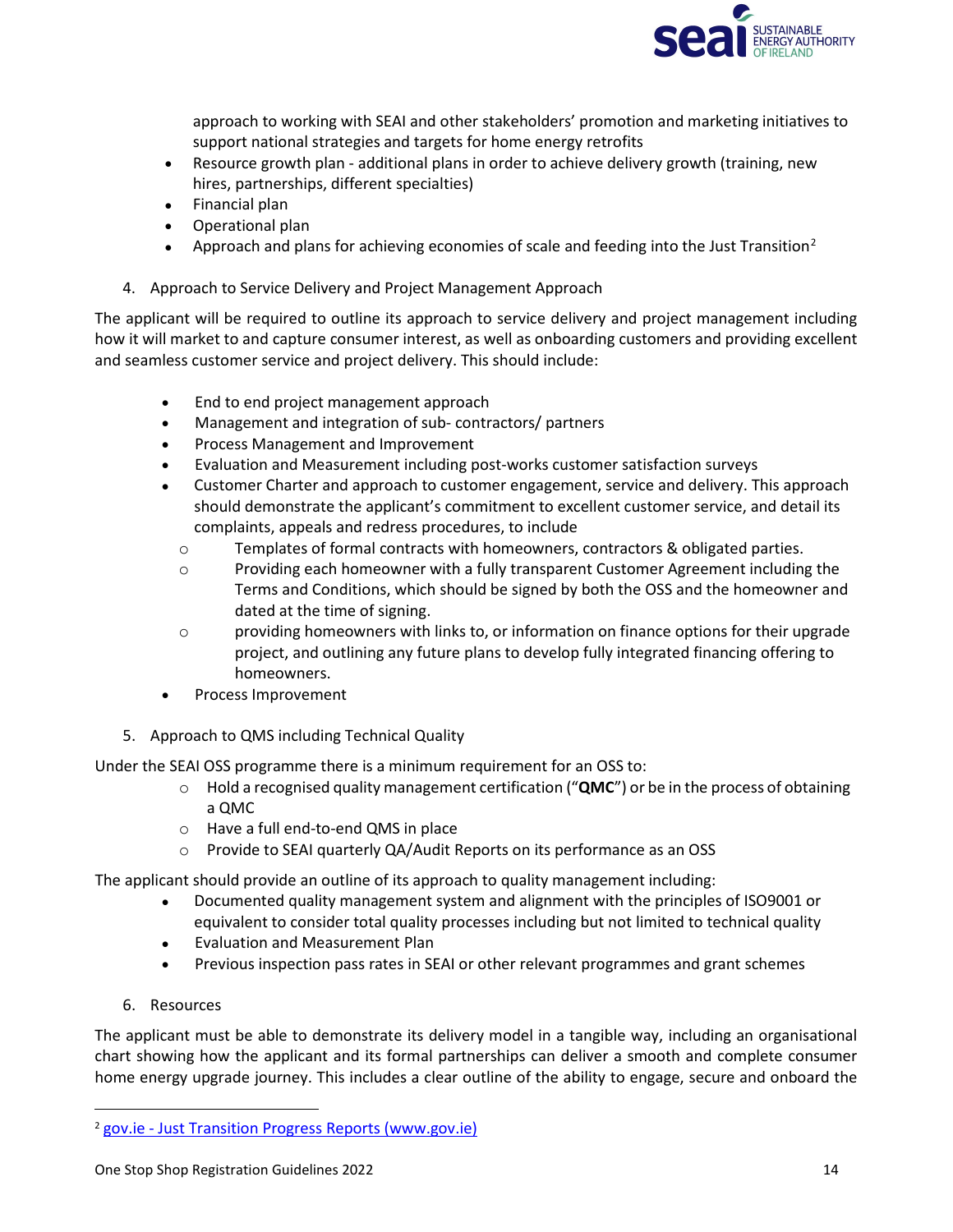approach to working with SEAI and other stakeholders' promotion and marketing initiatives to support national strategies and targets for home energy retrofits

- Resource growth plan - additional plans in order to achieve delivery growth (training, new hires, partnerships, different specialties)
- Financial plan
- Operational plan
- Approach and plans for achieving economies of scale and feeding into the Just Transition[2]

4. Approach to Service Delivery and Project Management Approach

The applicant will be required to outline its approach to service delivery and project management including how it will market to and capture consumer interest, as well as onboarding customers and providing excellent and seamless customer service and project delivery. This should include:

- End to end project management approach
- Management and integration of sub- contractors/ partners
- Process Management and Improvement
- Evaluation and Measurement including post-works customer satisfaction surveys
- Customer Charter and approach to customer engagement, service and delivery. This approach should demonstrate the applicant's commitment to excellent customer service, and detail its complaints, appeals and redress procedures, to include
  - Templates of formal contracts with homeowners, contractors & obligated parties.
  - Providing each homeowner with a fully transparent Customer Agreement including the Terms and Conditions, which should be signed by both the OSS and the homeowner and dated at the time of signing.
  - providing homeowners with links to, or information on finance options for their upgrade project, and outlining any future plans to develop fully integrated financing offering to homeowners.
- Process Improvement

5. Approach to QMS including Technical Quality

Under the SEAI OSS programme there is a minimum requirement for an OSS to:

- Hold a recognised quality management certification ("**QMC**") or be in the process of obtaining a QMC
- Have a full end-to-end QMS in place
- Provide to SEAI quarterly QA/Audit Reports on its performance as an OSS

The applicant should provide an outline of its approach to quality management including:

- Documented quality management system and alignment with the principles of ISO9001 or equivalent to consider total quality processes including but not limited to technical quality
- Evaluation and Measurement Plan
- Previous inspection pass rates in SEAI or other relevant programmes and grant schemes

6. Resources

The applicant must be able to demonstrate its delivery model in a tangible way, including an organisational chart showing how the applicant and its formal partnerships can deliver a smooth and complete consumer home energy upgrade journey. This includes a clear outline of the ability to engage, secure and onboard the

[2] [gov.ie - Just Transition Progress Reports (www.gov.ie)](https://www.gov.ie)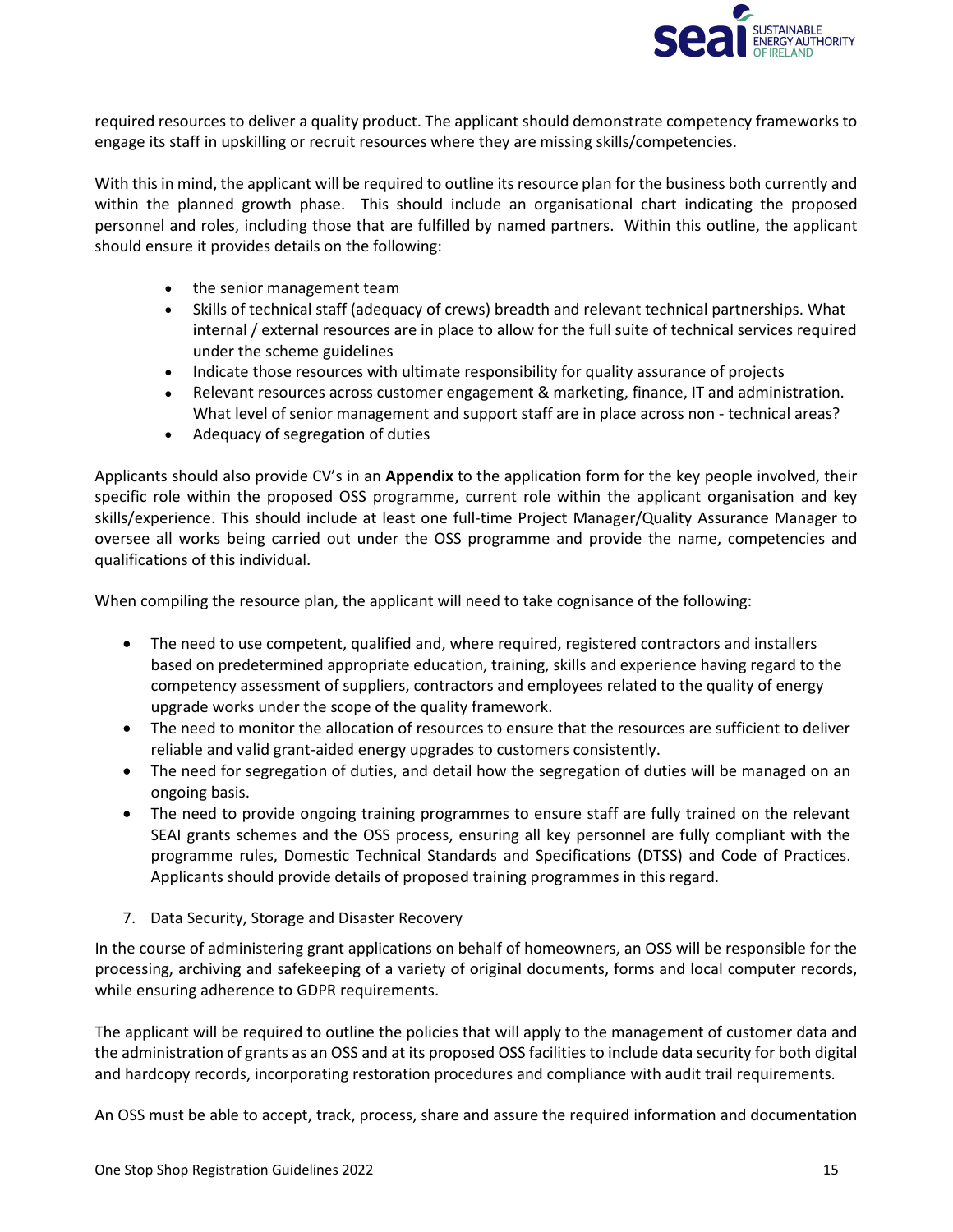required resources to deliver a quality product. The applicant should demonstrate competency frameworks to engage its staff in upskilling or recruit resources where they are missing skills/competencies.

With this in mind, the applicant will be required to outline its resource plan for the business both currently and within the planned growth phase. This should include an organisational chart indicating the proposed personnel and roles, including those that are fulfilled by named partners. Within this outline, the applicant should ensure it provides details on the following:

- the senior management team
- Skills of technical staff (adequacy of crews) breadth and relevant technical partnerships. What internal / external resources are in place to allow for the full suite of technical services required under the scheme guidelines
- Indicate those resources with ultimate responsibility for quality assurance of projects
- Relevant resources across customer engagement & marketing, finance, IT and administration. What level of senior management and support staff are in place across non - technical areas?
- Adequacy of segregation of duties

Applicants should also provide CV's in an **Appendix** to the application form for the key people involved, their specific role within the proposed OSS programme, current role within the applicant organisation and key skills/experience. This should include at least one full-time Project Manager/Quality Assurance Manager to oversee all works being carried out under the OSS programme and provide the name, competencies and qualifications of this individual.

When compiling the resource plan, the applicant will need to take cognisance of the following:

- The need to use competent, qualified and, where required, registered contractors and installers based on predetermined appropriate education, training, skills and experience having regard to the competency assessment of suppliers, contractors and employees related to the quality of energy upgrade works under the scope of the quality framework.
- The need to monitor the allocation of resources to ensure that the resources are sufficient to deliver reliable and valid grant-aided energy upgrades to customers consistently.
- The need for segregation of duties, and detail how the segregation of duties will be managed on an ongoing basis.
- The need to provide ongoing training programmes to ensure staff are fully trained on the relevant SEAI grants schemes and the OSS process, ensuring all key personnel are fully compliant with the programme rules, Domestic Technical Standards and Specifications (DTSS) and Code of Practices. Applicants should provide details of proposed training programmes in this regard.

7. Data Security, Storage and Disaster Recovery

In the course of administering grant applications on behalf of homeowners, an OSS will be responsible for the processing, archiving and safekeeping of a variety of original documents, forms and local computer records, while ensuring adherence to GDPR requirements.

The applicant will be required to outline the policies that will apply to the management of customer data and the administration of grants as an OSS and at its proposed OSS facilities to include data security for both digital and hardcopy records, incorporating restoration procedures and compliance with audit trail requirements.

An OSS must be able to accept, track, process, share and assure the required information and documentation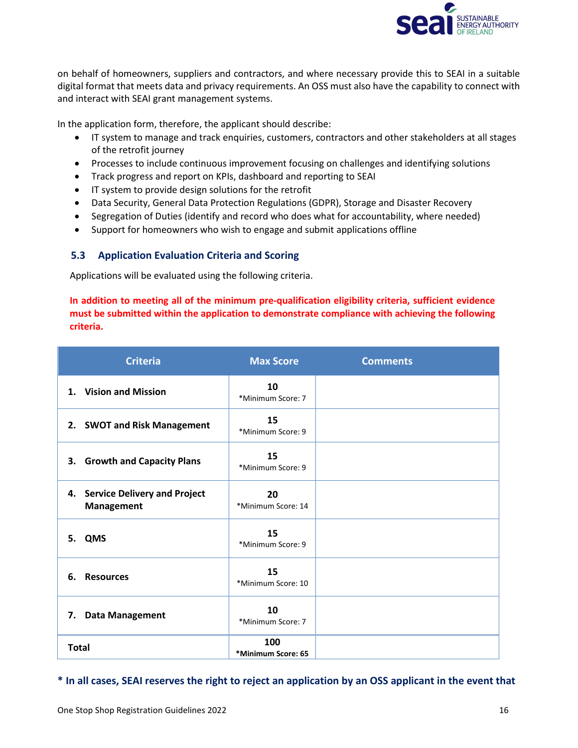on behalf of homeowners, suppliers and contractors, and where necessary provide this to SEAI in a suitable digital format that meets data and privacy requirements. An OSS must also have the capability to connect with and interact with SEAI grant management systems.

In the application form, therefore, the applicant should describe:

- IT system to manage and track enquiries, customers, contractors and other stakeholders at all stages of the retrofit journey
- Processes to include continuous improvement focusing on challenges and identifying solutions
- Track progress and report on KPIs, dashboard and reporting to SEAI
- IT system to provide design solutions for the retrofit
- Data Security, General Data Protection Regulations (GDPR), Storage and Disaster Recovery
- Segregation of Duties (identify and record who does what for accountability, where needed)
- Support for homeowners who wish to engage and submit applications offline

### 5.3 Application Evaluation Criteria and Scoring

Applications will be evaluated using the following criteria.

**In addition to meeting all of the minimum pre-qualification eligibility criteria, sufficient evidence must be submitted within the application to demonstrate compliance with achieving the following criteria.**

| Criteria | Max Score | Comments |
|---|---|---|
| **1. Vision and Mission** | **10** *Minimum Score: 7 | |
| **2. SWOT and Risk Management** | **15** *Minimum Score: 9 | |
| **3. Growth and Capacity Plans** | **15** *Minimum Score: 9 | |
| **4. Service Delivery and Project Management** | **20** *Minimum Score: 14 | |
| **5. QMS** | **15** *Minimum Score: 9 | |
| **6. Resources** | **15** *Minimum Score: 10 | |
| **7. Data Management** | **10** *Minimum Score: 7 | |
| **Total** | **100** ***Minimum Score: 65** | |

**\* In all cases, SEAI reserves the right to reject an application by an OSS applicant in the event that**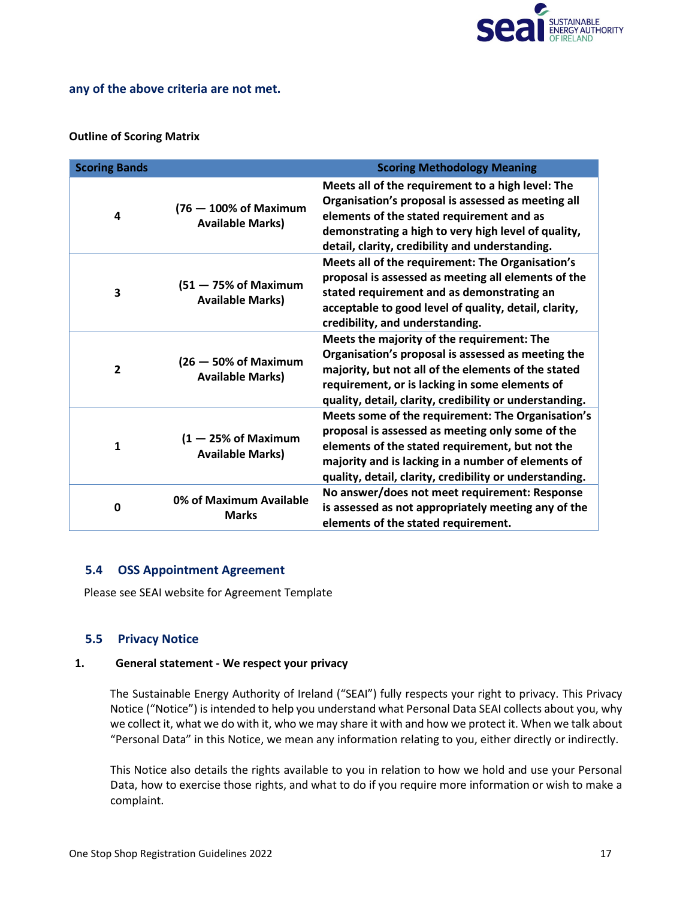**any of the above criteria are not met.**

**Outline of Scoring Matrix**

| Scoring Bands | | Scoring Methodology Meaning |
|---|---|---|
| 4 | (76 — 100% of Maximum Available Marks) | Meets all of the requirement to a high level: The Organisation's proposal is assessed as meeting all elements of the stated requirement and as demonstrating a high to very high level of quality, detail, clarity, credibility and understanding. |
| 3 | (51 — 75% of Maximum Available Marks) | Meets all of the requirement: The Organisation's proposal is assessed as meeting all elements of the stated requirement and as demonstrating an acceptable to good level of quality, detail, clarity, credibility, and understanding. |
| 2 | (26 — 50% of Maximum Available Marks) | Meets the majority of the requirement: The Organisation's proposal is assessed as meeting the majority, but not all of the elements of the stated requirement, or is lacking in some elements of quality, detail, clarity, credibility or understanding. |
| 1 | (1 — 25% of Maximum Available Marks) | Meets some of the requirement: The Organisation's proposal is assessed as meeting only some of the elements of the stated requirement, but not the majority and is lacking in a number of elements of quality, detail, clarity, credibility or understanding. |
| 0 | 0% of Maximum Available Marks | No answer/does not meet requirement: Response is assessed as not appropriately meeting any of the elements of the stated requirement. |

## 5.4 OSS Appointment Agreement

Please see SEAI website for Agreement Template

## 5.5 Privacy Notice

### 1. General statement - We respect your privacy

The Sustainable Energy Authority of Ireland ("SEAI") fully respects your right to privacy. This Privacy Notice ("Notice") is intended to help you understand what Personal Data SEAI collects about you, why we collect it, what we do with it, who we may share it with and how we protect it. When we talk about "Personal Data" in this Notice, we mean any information relating to you, either directly or indirectly.

This Notice also details the rights available to you in relation to how we hold and use your Personal Data, how to exercise those rights, and what to do if you require more information or wish to make a complaint.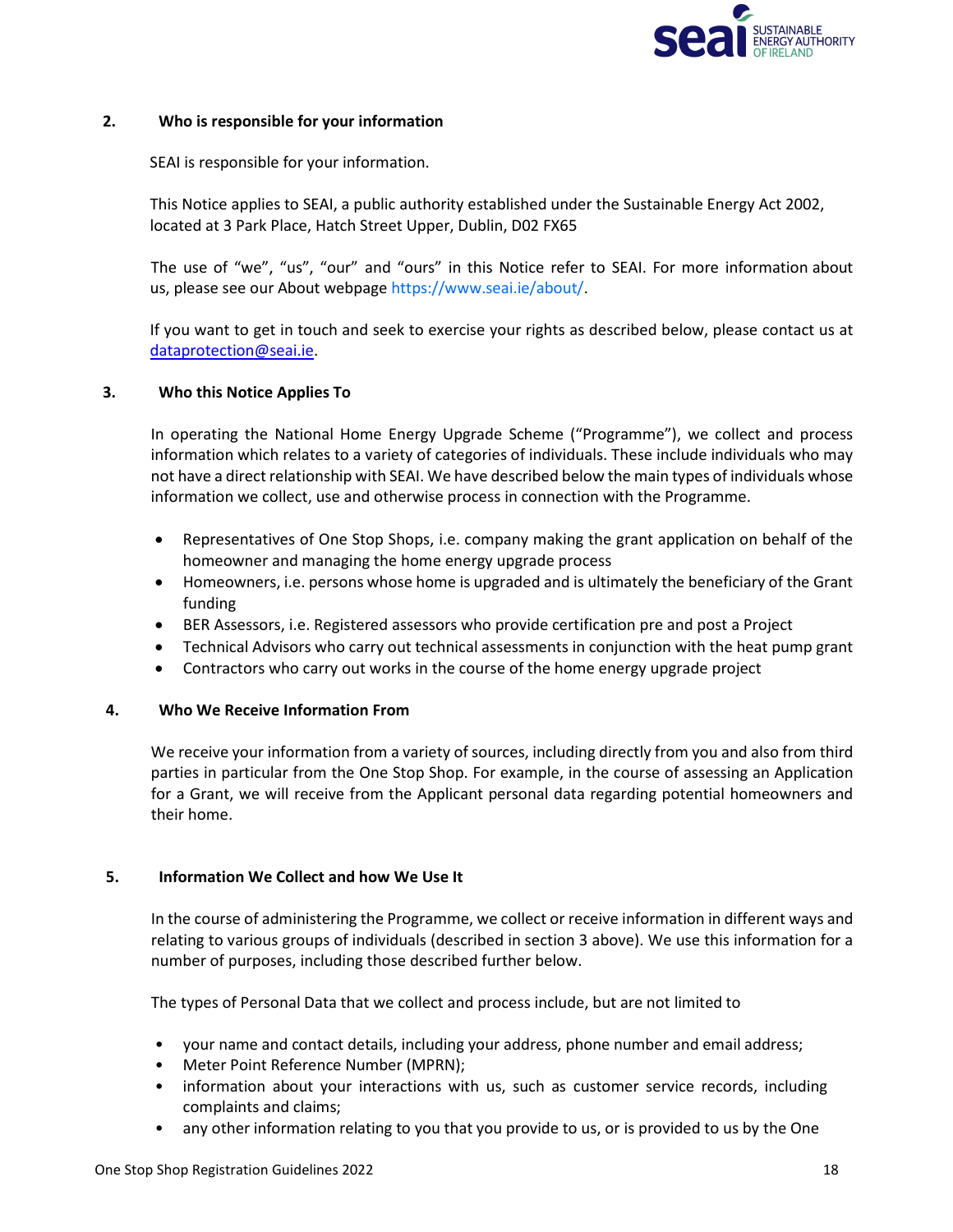## 2. Who is responsible for your information

SEAI is responsible for your information.

This Notice applies to SEAI, a public authority established under the Sustainable Energy Act 2002, located at 3 Park Place, Hatch Street Upper, Dublin, D02 FX65

The use of "we", "us", "our" and "ours" in this Notice refer to SEAI. For more information about us, please see our About webpage https://www.seai.ie/about/.

If you want to get in touch and seek to exercise your rights as described below, please contact us at dataprotection@seai.ie.

## 3. Who this Notice Applies To

In operating the National Home Energy Upgrade Scheme ("Programme"), we collect and process information which relates to a variety of categories of individuals. These include individuals who may not have a direct relationship with SEAI. We have described below the main types of individuals whose information we collect, use and otherwise process in connection with the Programme.

- Representatives of One Stop Shops, i.e. company making the grant application on behalf of the homeowner and managing the home energy upgrade process
- Homeowners, i.e. persons whose home is upgraded and is ultimately the beneficiary of the Grant funding
- BER Assessors, i.e. Registered assessors who provide certification pre and post a Project
- Technical Advisors who carry out technical assessments in conjunction with the heat pump grant
- Contractors who carry out works in the course of the home energy upgrade project

## 4. Who We Receive Information From

We receive your information from a variety of sources, including directly from you and also from third parties in particular from the One Stop Shop. For example, in the course of assessing an Application for a Grant, we will receive from the Applicant personal data regarding potential homeowners and their home.

## 5. Information We Collect and how We Use It

In the course of administering the Programme, we collect or receive information in different ways and relating to various groups of individuals (described in section 3 above). We use this information for a number of purposes, including those described further below.

The types of Personal Data that we collect and process include, but are not limited to

- your name and contact details, including your address, phone number and email address;
- Meter Point Reference Number (MPRN);
- information about your interactions with us, such as customer service records, including complaints and claims;
- any other information relating to you that you provide to us, or is provided to us by the One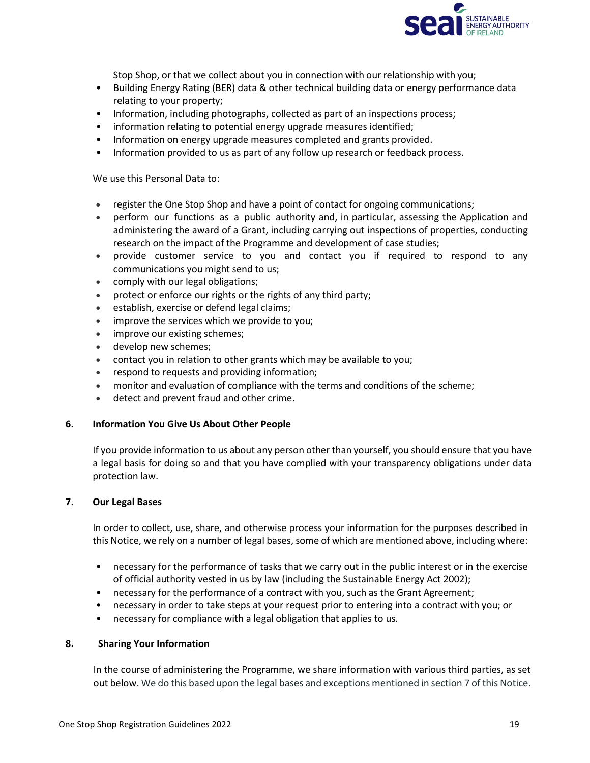Stop Shop, or that we collect about you in connection with our relationship with you;
- Building Energy Rating (BER) data & other technical building data or energy performance data relating to your property;
- Information, including photographs, collected as part of an inspections process;
- information relating to potential energy upgrade measures identified;
- Information on energy upgrade measures completed and grants provided.
- Information provided to us as part of any follow up research or feedback process.

We use this Personal Data to:

- register the One Stop Shop and have a point of contact for ongoing communications;
- perform our functions as a public authority and, in particular, assessing the Application and administering the award of a Grant, including carrying out inspections of properties, conducting research on the impact of the Programme and development of case studies;
- provide customer service to you and contact you if required to respond to any communications you might send to us;
- comply with our legal obligations;
- protect or enforce our rights or the rights of any third party;
- establish, exercise or defend legal claims;
- improve the services which we provide to you;
- improve our existing schemes;
- develop new schemes;
- contact you in relation to other grants which may be available to you;
- respond to requests and providing information;
- monitor and evaluation of compliance with the terms and conditions of the scheme;
- detect and prevent fraud and other crime.

## 6. Information You Give Us About Other People

If you provide information to us about any person other than yourself, you should ensure that you have a legal basis for doing so and that you have complied with your transparency obligations under data protection law.

## 7. Our Legal Bases

In order to collect, use, share, and otherwise process your information for the purposes described in this Notice, we rely on a number of legal bases, some of which are mentioned above, including where:

- necessary for the performance of tasks that we carry out in the public interest or in the exercise of official authority vested in us by law (including the Sustainable Energy Act 2002);
- necessary for the performance of a contract with you, such as the Grant Agreement;
- necessary in order to take steps at your request prior to entering into a contract with you; or
- necessary for compliance with a legal obligation that applies to us.

## 8. Sharing Your Information

In the course of administering the Programme, we share information with various third parties, as set out below. We do this based upon the legal bases and exceptions mentioned in section 7 of this Notice.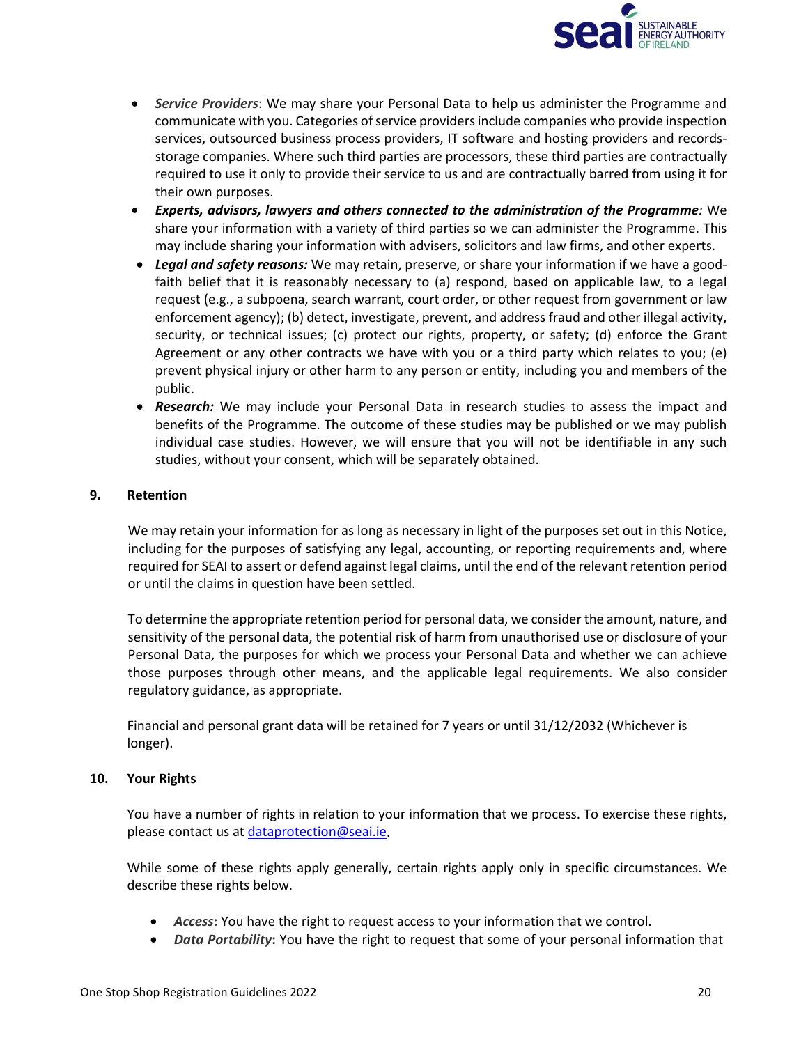- ***Service Providers***: We may share your Personal Data to help us administer the Programme and communicate with you. Categories of service providers include companies who provide inspection services, outsourced business process providers, IT software and hosting providers and records-storage companies. Where such third parties are processors, these third parties are contractually required to use it only to provide their service to us and are contractually barred from using it for their own purposes.
- ***Experts, advisors, lawyers and others connected to the administration of the Programme****:* We share your information with a variety of third parties so we can administer the Programme. This may include sharing your information with advisers, solicitors and law firms, and other experts.
- ***Legal and safety reasons:*** We may retain, preserve, or share your information if we have a good-faith belief that it is reasonably necessary to (a) respond, based on applicable law, to a legal request (e.g., a subpoena, search warrant, court order, or other request from government or law enforcement agency); (b) detect, investigate, prevent, and address fraud and other illegal activity, security, or technical issues; (c) protect our rights, property, or safety; (d) enforce the Grant Agreement or any other contracts we have with you or a third party which relates to you; (e) prevent physical injury or other harm to any person or entity, including you and members of the public.
- ***Research:*** We may include your Personal Data in research studies to assess the impact and benefits of the Programme. The outcome of these studies may be published or we may publish individual case studies. However, we will ensure that you will not be identifiable in any such studies, without your consent, which will be separately obtained.

## 9. Retention

We may retain your information for as long as necessary in light of the purposes set out in this Notice, including for the purposes of satisfying any legal, accounting, or reporting requirements and, where required for SEAI to assert or defend against legal claims, until the end of the relevant retention period or until the claims in question have been settled.

To determine the appropriate retention period for personal data, we consider the amount, nature, and sensitivity of the personal data, the potential risk of harm from unauthorised use or disclosure of your Personal Data, the purposes for which we process your Personal Data and whether we can achieve those purposes through other means, and the applicable legal requirements. We also consider regulatory guidance, as appropriate.

Financial and personal grant data will be retained for 7 years or until 31/12/2032 (Whichever is longer).

## 10. Your Rights

You have a number of rights in relation to your information that we process. To exercise these rights, please contact us at dataprotection@seai.ie.

While some of these rights apply generally, certain rights apply only in specific circumstances. We describe these rights below.

- ***Access*****:** You have the right to request access to your information that we control.
- ***Data Portability*****:** You have the right to request that some of your personal information that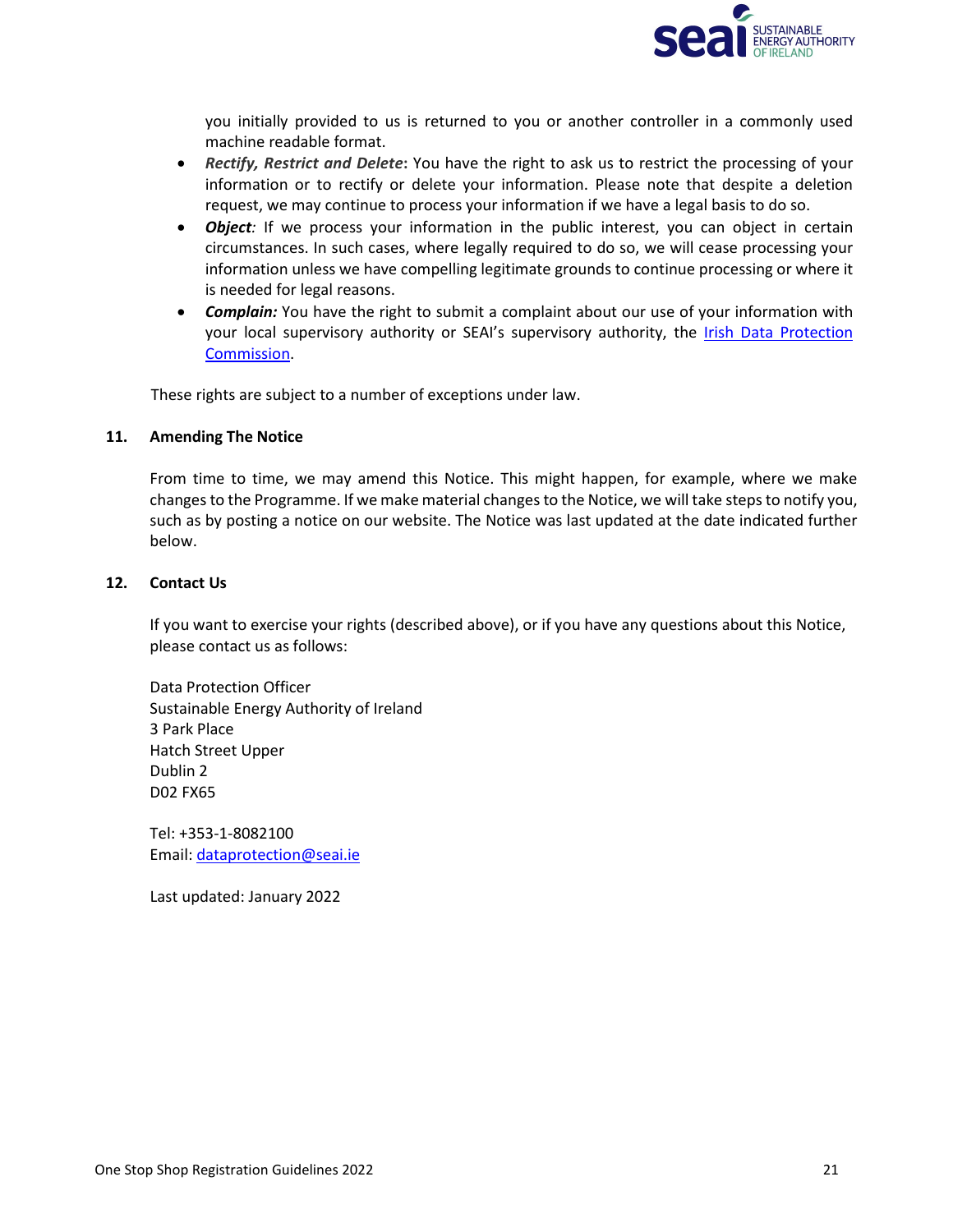you initially provided to us is returned to you or another controller in a commonly used machine readable format.

- ***Rectify, Restrict and Delete*****:** You have the right to ask us to restrict the processing of your information or to rectify or delete your information. Please note that despite a deletion request, we may continue to process your information if we have a legal basis to do so.
- ***Object****:* If we process your information in the public interest, you can object in certain circumstances. In such cases, where legally required to do so, we will cease processing your information unless we have compelling legitimate grounds to continue processing or where it is needed for legal reasons.
- ***Complain:*** You have the right to submit a complaint about our use of your information with your local supervisory authority or SEAI's supervisory authority, the Irish Data Protection Commission.

These rights are subject to a number of exceptions under law.

## 11. Amending The Notice

From time to time, we may amend this Notice. This might happen, for example, where we make changes to the Programme. If we make material changes to the Notice, we will take steps to notify you, such as by posting a notice on our website. The Notice was last updated at the date indicated further below.

## 12. Contact Us

If you want to exercise your rights (described above), or if you have any questions about this Notice, please contact us as follows:

Data Protection Officer
Sustainable Energy Authority of Ireland
3 Park Place
Hatch Street Upper
Dublin 2
D02 FX65

Tel: +353-1-8082100
Email: dataprotection@seai.ie

Last updated: January 2022